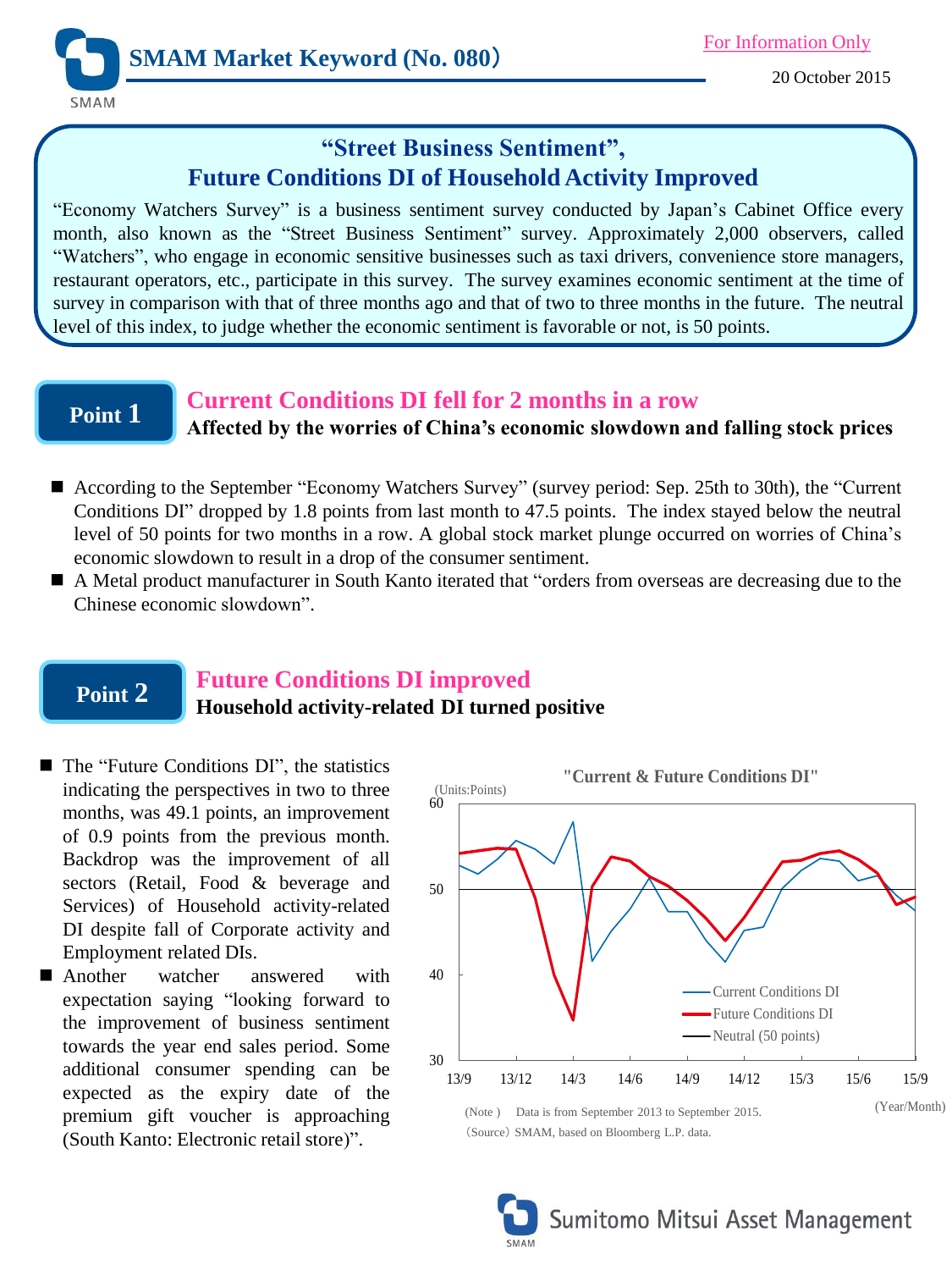# SMAM Market Keyword (No. 080)

For Information Only

20 October 2015

## "Street Business Sentiment", Future Conditions DI of Household Activity Improved

"Economy Watchers Survey" is a business sentiment survey conducted by Japan's Cabinet Office every month, also known as the "Street Business Sentiment" survey. Approximately 2,000 observers, called "Watchers", who engage in economic sensitive businesses such as taxi drivers, convenience store managers, restaurant operators, etc., participate in this survey. The survey examines economic sentiment at the time of survey in comparison with that of three months ago and that of two to three months in the future. The neutral level of this index, to judge whether the economic sentiment is favorable or not, is 50 points.

## Point 1

### Current Conditions DI fell for 2 months in a row

**Affected by the worries of China's economic slowdown and falling stock prices**

- According to the September "Economy Watchers Survey" (survey period: Sep. 25th to 30th), the "Current Conditions DI" dropped by 1.8 points from last month to 47.5 points. The index stayed below the neutral level of 50 points for two months in a row. A global stock market plunge occurred on worries of China's economic slowdown to result in a drop of the consumer sentiment.
- A Metal product manufacturer in South Kanto iterated that "orders from overseas are decreasing due to the Chinese economic slowdown".

## Point 2

### Future Conditions DI improved

**Household activity-related DI turned positive**

- The "Future Conditions DI", the statistics indicating the perspectives in two to three months, was 49.1 points, an improvement of 0.9 points from the previous month. Backdrop was the improvement of all sectors (Retail, Food & beverage and Services) of Household activity-related DI despite fall of Corporate activity and Employment related DIs.
- Another watcher answered with expectation saying "looking forward to the improvement of business sentiment towards the year end sales period. Some additional consumer spending can be expected as the expiry date of the premium gift voucher is approaching (South Kanto: Electronic retail store)".

"Current & Future Conditions DI"

(Units:Points)

Legend: Current Conditions DI; Future Conditions DI; Neutral (50 points)

(Year/Month)

(Note) Data is from September 2013 to September 2015.

(Source) SMAM, based on Bloomberg L.P. data.

Sumitomo Mitsui Asset Management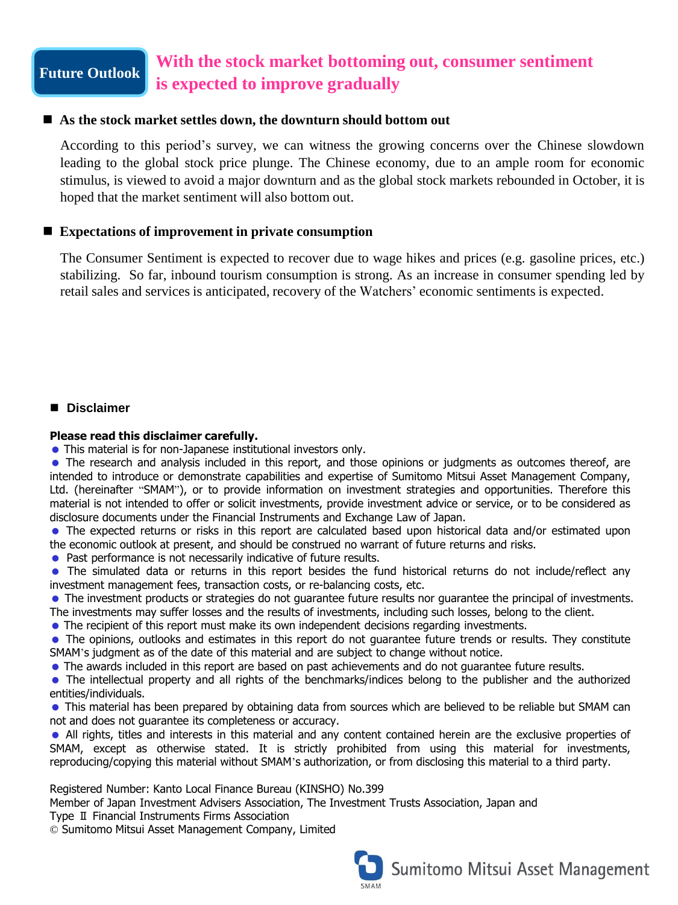**Future Outlook**

## With the stock market bottoming out, consumer sentiment is expected to improve gradually

### ■ As the stock market settles down, the downturn should bottom out

According to this period's survey, we can witness the growing concerns over the Chinese slowdown leading to the global stock price plunge. The Chinese economy, due to an ample room for economic stimulus, is viewed to avoid a major downturn and as the global stock markets rebounded in October, it is hoped that the market sentiment will also bottom out.

### ■ Expectations of improvement in private consumption

The Consumer Sentiment is expected to recover due to wage hikes and prices (e.g. gasoline prices, etc.) stabilizing.  So far, inbound tourism consumption is strong. As an increase in consumer spending led by retail sales and services is anticipated, recovery of the Watchers' economic sentiments is expected.

### ■ Disclaimer

**Please read this disclaimer carefully.**

- This material is for non-Japanese institutional investors only.
- The research and analysis included in this report, and those opinions or judgments as outcomes thereof, are intended to introduce or demonstrate capabilities and expertise of Sumitomo Mitsui Asset Management Company, Ltd. (hereinafter "SMAM"), or to provide information on investment strategies and opportunities. Therefore this material is not intended to offer or solicit investments, provide investment advice or service, or to be considered as disclosure documents under the Financial Instruments and Exchange Law of Japan.
- The expected returns or risks in this report are calculated based upon historical data and/or estimated upon the economic outlook at present, and should be construed no warrant of future returns and risks.
- Past performance is not necessarily indicative of future results.
- The simulated data or returns in this report besides the fund historical returns do not include/reflect any investment management fees, transaction costs, or re-balancing costs, etc.
- The investment products or strategies do not guarantee future results nor guarantee the principal of investments. The investments may suffer losses and the results of investments, including such losses, belong to the client.
- The recipient of this report must make its own independent decisions regarding investments.
- The opinions, outlooks and estimates in this report do not guarantee future trends or results. They constitute SMAM's judgment as of the date of this material and are subject to change without notice.
- The awards included in this report are based on past achievements and do not guarantee future results.
- The intellectual property and all rights of the benchmarks/indices belong to the publisher and the authorized entities/individuals.
- This material has been prepared by obtaining data from sources which are believed to be reliable but SMAM can not and does not guarantee its completeness or accuracy.
- All rights, titles and interests in this material and any content contained herein are the exclusive properties of SMAM, except as otherwise stated. It is strictly prohibited from using this material for investments, reproducing/copying this material without SMAM's authorization, or from disclosing this material to a third party.

Registered Number: Kanto Local Finance Bureau (KINSHO) No.399
Member of Japan Investment Advisers Association, The Investment Trusts Association, Japan and Type Ⅱ Financial Instruments Firms Association
© Sumitomo Mitsui Asset Management Company, Limited

Sumitomo Mitsui Asset Management